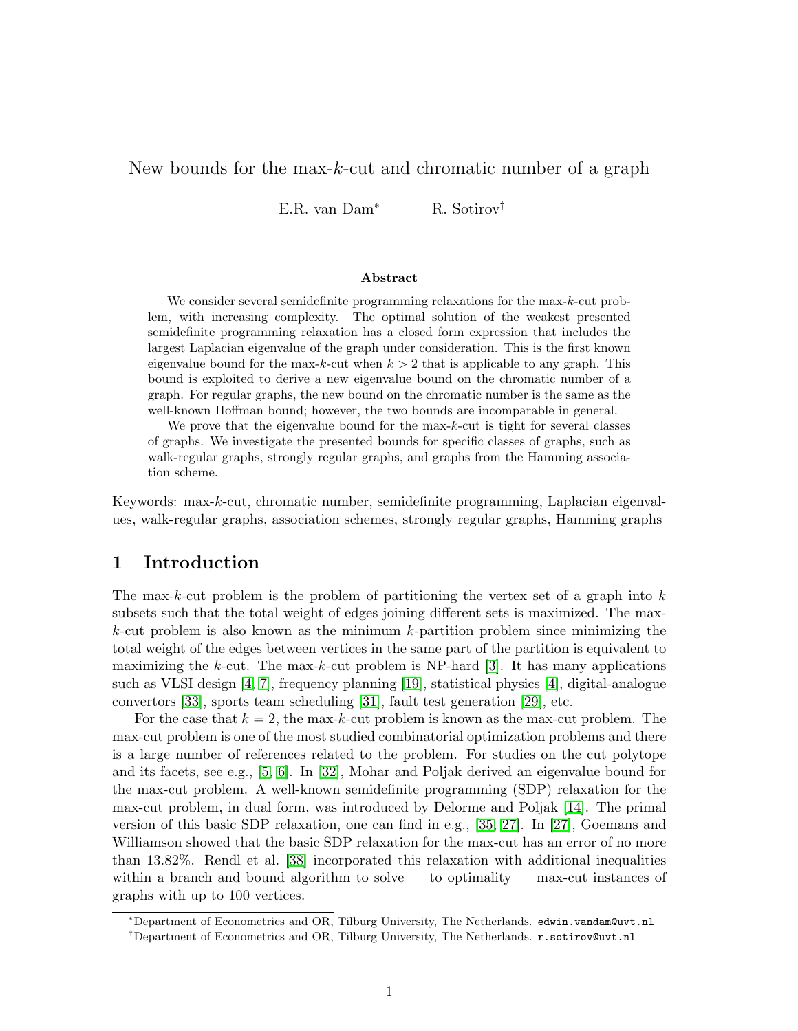# New bounds for the max-$k$-cut and chromatic number of a graph

E.R. van Dam* R. Sotirov†

### Abstract

We consider several semidefinite programming relaxations for the max-$k$-cut problem, with increasing complexity. The optimal solution of the weakest presented semidefinite programming relaxation has a closed form expression that includes the largest Laplacian eigenvalue of the graph under consideration. This is the first known eigenvalue bound for the max-$k$-cut when $k > 2$ that is applicable to any graph. This bound is exploited to derive a new eigenvalue bound on the chromatic number of a graph. For regular graphs, the new bound on the chromatic number is the same as the well-known Hoffman bound; however, the two bounds are incomparable in general.

We prove that the eigenvalue bound for the max-$k$-cut is tight for several classes of graphs. We investigate the presented bounds for specific classes of graphs, such as walk-regular graphs, strongly regular graphs, and graphs from the Hamming association scheme.

Keywords: max-$k$-cut, chromatic number, semidefinite programming, Laplacian eigenvalues, walk-regular graphs, association schemes, strongly regular graphs, Hamming graphs

## 1 Introduction

The max-$k$-cut problem is the problem of partitioning the vertex set of a graph into $k$ subsets such that the total weight of edges joining different sets is maximized. The max-$k$-cut problem is also known as the minimum $k$-partition problem since minimizing the total weight of the edges between vertices in the same part of the partition is equivalent to maximizing the $k$-cut. The max-$k$-cut problem is NP-hard [3]. It has many applications such as VLSI design [4, 7], frequency planning [19], statistical physics [4], digital-analogue convertors [33], sports team scheduling [31], fault test generation [29], etc.

For the case that $k = 2$, the max-$k$-cut problem is known as the max-cut problem. The max-cut problem is one of the most studied combinatorial optimization problems and there is a large number of references related to the problem. For studies on the cut polytope and its facets, see e.g., [5, 6]. In [32], Mohar and Poljak derived an eigenvalue bound for the max-cut problem. A well-known semidefinite programming (SDP) relaxation for the max-cut problem, in dual form, was introduced by Delorme and Poljak [14]. The primal version of this basic SDP relaxation, one can find in e.g., [35, 27]. In [27], Goemans and Williamson showed that the basic SDP relaxation for the max-cut has an error of no more than 13.82%. Rendl et al. [38] incorporated this relaxation with additional inequalities within a branch and bound algorithm to solve — to optimality — max-cut instances of graphs with up to 100 vertices.

*Department of Econometrics and OR, Tilburg University, The Netherlands. edwin.vandam@uvt.nl

†Department of Econometrics and OR, Tilburg University, The Netherlands. r.sotirov@uvt.nl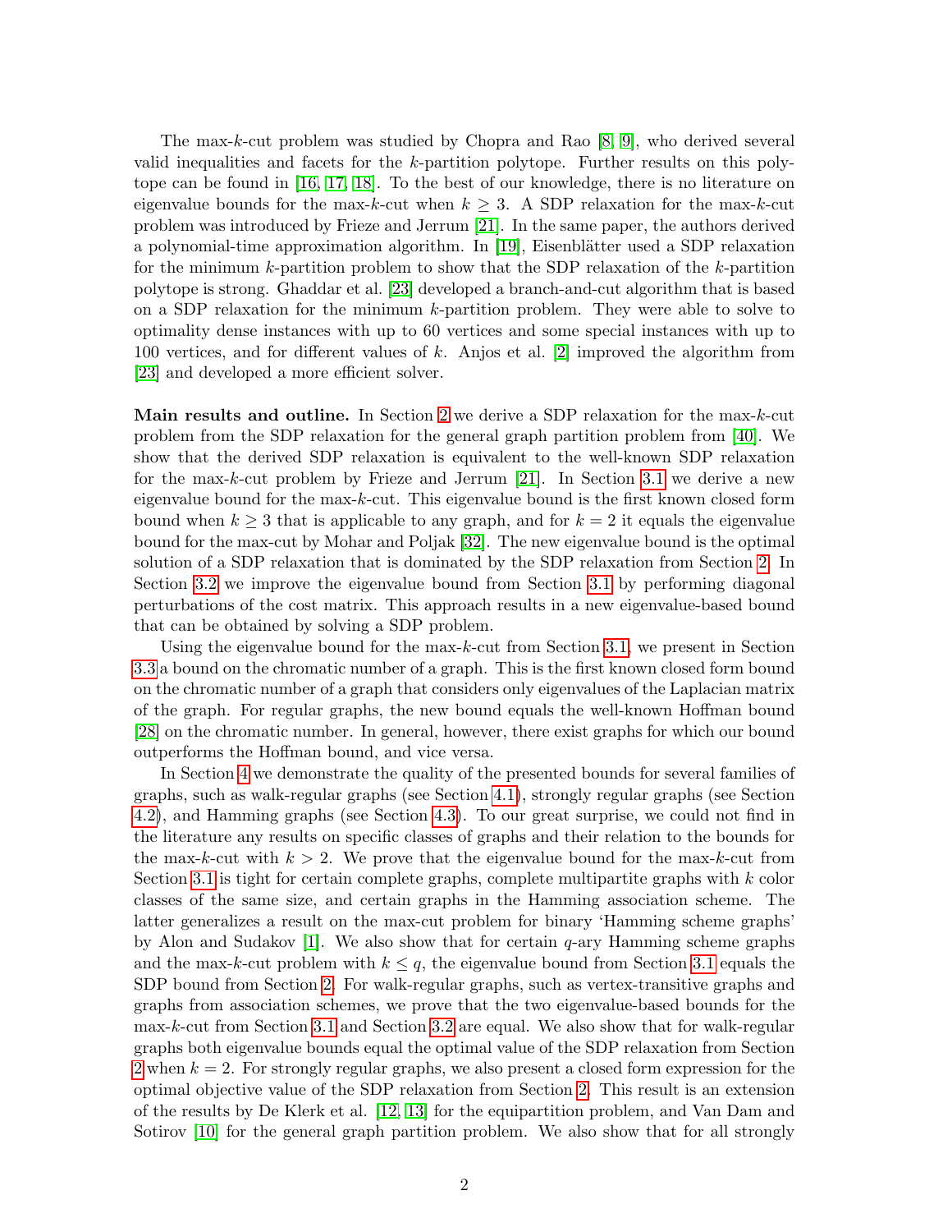The max-$k$-cut problem was studied by Chopra and Rao [8, 9], who derived several valid inequalities and facets for the $k$-partition polytope. Further results on this polytope can be found in [16, 17, 18]. To the best of our knowledge, there is no literature on eigenvalue bounds for the max-$k$-cut when $k \geq 3$. A SDP relaxation for the max-$k$-cut problem was introduced by Frieze and Jerrum [21]. In the same paper, the authors derived a polynomial-time approximation algorithm. In [19], Eisenblätter used a SDP relaxation for the minimum $k$-partition problem to show that the SDP relaxation of the $k$-partition polytope is strong. Ghaddar et al. [23] developed a branch-and-cut algorithm that is based on a SDP relaxation for the minimum $k$-partition problem. They were able to solve to optimality dense instances with up to 60 vertices and some special instances with up to 100 vertices, and for different values of $k$. Anjos et al. [2] improved the algorithm from [23] and developed a more efficient solver.

**Main results and outline.** In Section 2 we derive a SDP relaxation for the max-$k$-cut problem from the SDP relaxation for the general graph partition problem from [40]. We show that the derived SDP relaxation is equivalent to the well-known SDP relaxation for the max-$k$-cut problem by Frieze and Jerrum [21]. In Section 3.1 we derive a new eigenvalue bound for the max-$k$-cut. This eigenvalue bound is the first known closed form bound when $k \geq 3$ that is applicable to any graph, and for $k = 2$ it equals the eigenvalue bound for the max-cut by Mohar and Poljak [32]. The new eigenvalue bound is the optimal solution of a SDP relaxation that is dominated by the SDP relaxation from Section 2. In Section 3.2 we improve the eigenvalue bound from Section 3.1 by performing diagonal perturbations of the cost matrix. This approach results in a new eigenvalue-based bound that can be obtained by solving a SDP problem.

Using the eigenvalue bound for the max-$k$-cut from Section 3.1, we present in Section 3.3 a bound on the chromatic number of a graph. This is the first known closed form bound on the chromatic number of a graph that considers only eigenvalues of the Laplacian matrix of the graph. For regular graphs, the new bound equals the well-known Hoffman bound [28] on the chromatic number. In general, however, there exist graphs for which our bound outperforms the Hoffman bound, and vice versa.

In Section 4 we demonstrate the quality of the presented bounds for several families of graphs, such as walk-regular graphs (see Section 4.1), strongly regular graphs (see Section 4.2), and Hamming graphs (see Section 4.3). To our great surprise, we could not find in the literature any results on specific classes of graphs and their relation to the bounds for the max-$k$-cut with $k > 2$. We prove that the eigenvalue bound for the max-$k$-cut from Section 3.1 is tight for certain complete graphs, complete multipartite graphs with $k$ color classes of the same size, and certain graphs in the Hamming association scheme. The latter generalizes a result on the max-cut problem for binary 'Hamming scheme graphs' by Alon and Sudakov [1]. We also show that for certain $q$-ary Hamming scheme graphs and the max-$k$-cut problem with $k \leq q$, the eigenvalue bound from Section 3.1 equals the SDP bound from Section 2. For walk-regular graphs, such as vertex-transitive graphs and graphs from association schemes, we prove that the two eigenvalue-based bounds for the max-$k$-cut from Section 3.1 and Section 3.2 are equal. We also show that for walk-regular graphs both eigenvalue bounds equal the optimal value of the SDP relaxation from Section 2 when $k = 2$. For strongly regular graphs, we also present a closed form expression for the optimal objective value of the SDP relaxation from Section 2. This result is an extension of the results by De Klerk et al. [12, 13] for the equipartition problem, and Van Dam and Sotirov [10] for the general graph partition problem. We also show that for all strongly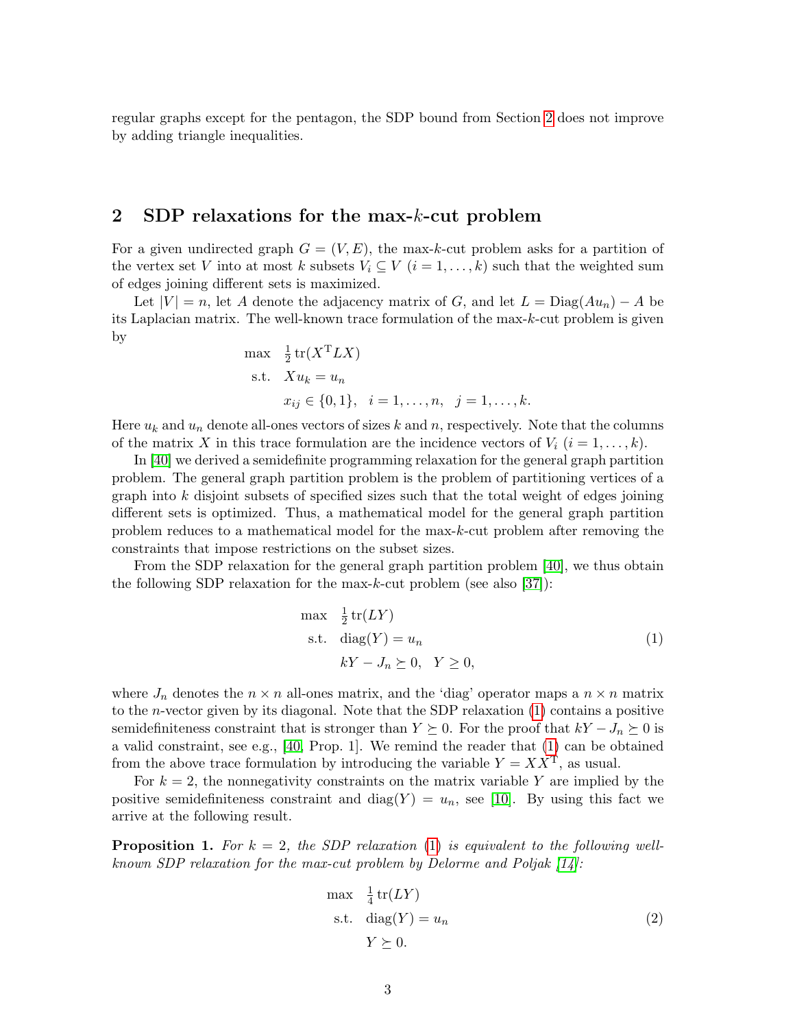regular graphs except for the pentagon, the SDP bound from Section 2 does not improve by adding triangle inequalities.

## 2 SDP relaxations for the max-$k$-cut problem

For a given undirected graph $G = (V, E)$, the max-$k$-cut problem asks for a partition of the vertex set $V$ into at most $k$ subsets $V_i \subseteq V$ $(i = 1, \ldots, k)$ such that the weighted sum of edges joining different sets is maximized.

Let $|V| = n$, let $A$ denote the adjacency matrix of $G$, and let $L = \mathrm{Diag}(Au_n) - A$ be its Laplacian matrix. The well-known trace formulation of the max-$k$-cut problem is given by

$$
\begin{aligned}
\max \quad & \tfrac{1}{2}\operatorname{tr}(X^{\mathrm{T}} L X) \\
\text{s.t.} \quad & X u_k = u_n \\
& x_{ij} \in \{0, 1\}, \quad i = 1, \ldots, n, \quad j = 1, \ldots, k.
\end{aligned}
$$

Here $u_k$ and $u_n$ denote all-ones vectors of sizes $k$ and $n$, respectively. Note that the columns of the matrix $X$ in this trace formulation are the incidence vectors of $V_i$ $(i = 1, \ldots, k)$.

In [40] we derived a semidefinite programming relaxation for the general graph partition problem. The general graph partition problem is the problem of partitioning vertices of a graph into $k$ disjoint subsets of specified sizes such that the total weight of edges joining different sets is optimized. Thus, a mathematical model for the general graph partition problem reduces to a mathematical model for the max-$k$-cut problem after removing the constraints that impose restrictions on the subset sizes.

From the SDP relaxation for the general graph partition problem [40], we thus obtain the following SDP relaxation for the max-$k$-cut problem (see also [37]):

$$
\begin{aligned}
\max \quad & \tfrac{1}{2}\operatorname{tr}(LY) \\
\text{s.t.} \quad & \operatorname{diag}(Y) = u_n \\
& kY - J_n \succeq 0, \quad Y \geq 0,
\end{aligned}
\tag{1}
$$

where $J_n$ denotes the $n \times n$ all-ones matrix, and the 'diag' operator maps a $n \times n$ matrix to the $n$-vector given by its diagonal. Note that the SDP relaxation (1) contains a positive semidefiniteness constraint that is stronger than $Y \succeq 0$. For the proof that $kY - J_n \succeq 0$ is a valid constraint, see e.g., [40, Prop. 1]. We remind the reader that (1) can be obtained from the above trace formulation by introducing the variable $Y = XX^{\mathrm{T}}$, as usual.

For $k = 2$, the nonnegativity constraints on the matrix variable $Y$ are implied by the positive semidefiniteness constraint and $\operatorname{diag}(Y) = u_n$, see [10]. By using this fact we arrive at the following result.

**Proposition 1.** *For $k = 2$, the SDP relaxation (1) is equivalent to the following well-known SDP relaxation for the max-cut problem by Delorme and Poljak [14]:*

$$
\begin{aligned}
\max \quad & \tfrac{1}{4}\operatorname{tr}(LY) \\
\text{s.t.} \quad & \operatorname{diag}(Y) = u_n \\
& Y \succeq 0.
\end{aligned}
\tag{2}
$$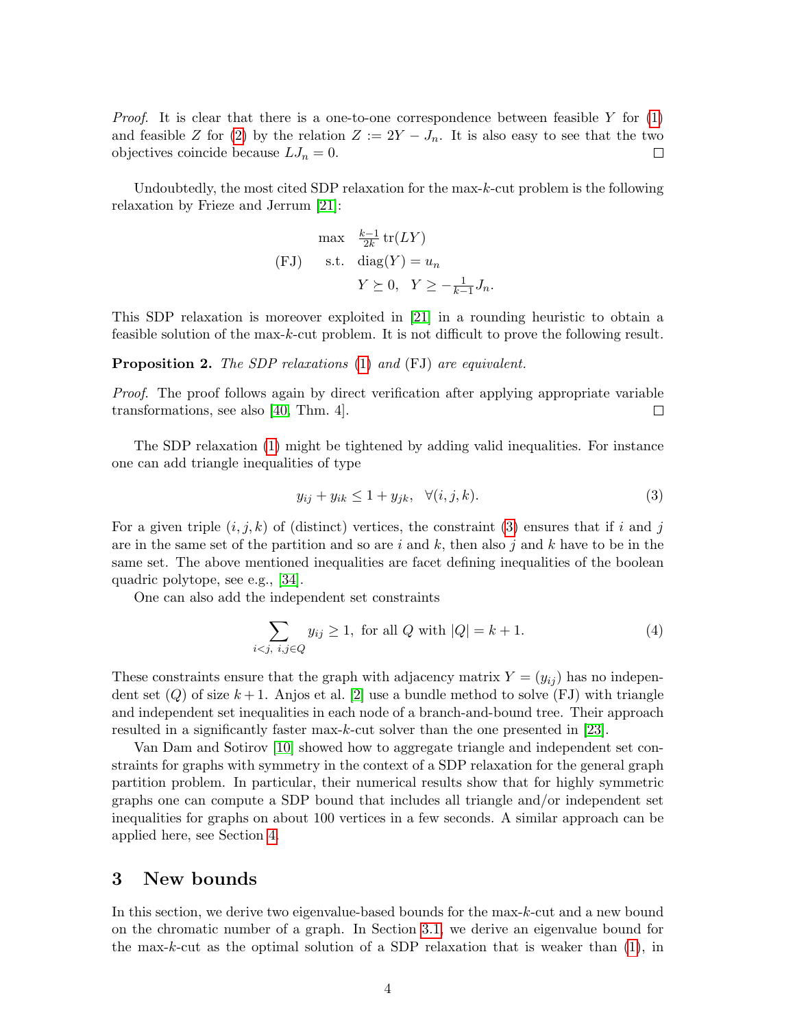*Proof.* It is clear that there is a one-to-one correspondence between feasible $Y$ for (1) and feasible $Z$ for (2) by the relation $Z := 2Y - J_n$. It is also easy to see that the two objectives coincide because $LJ_n = 0$. □

Undoubtedly, the most cited SDP relaxation for the max-$k$-cut problem is the following relaxation by Frieze and Jerrum [21]:

$$
\text{(FJ)} \qquad \begin{array}{ll} \max & \frac{k-1}{2k}\operatorname{tr}(LY) \\ \text{s.t.} & \operatorname{diag}(Y) = u_n \\ & Y \succeq 0, \quad Y \geq -\frac{1}{k-1}J_n. \end{array}
$$

This SDP relaxation is moreover exploited in [21] in a rounding heuristic to obtain a feasible solution of the max-$k$-cut problem. It is not difficult to prove the following result.

**Proposition 2.** *The SDP relaxations* (1) *and* (FJ) *are equivalent.*

*Proof.* The proof follows again by direct verification after applying appropriate variable transformations, see also [40, Thm. 4]. □

The SDP relaxation (1) might be tightened by adding valid inequalities. For instance one can add triangle inequalities of type

$$
y_{ij} + y_{ik} \leq 1 + y_{jk}, \quad \forall (i,j,k). \tag{3}
$$

For a given triple $(i,j,k)$ of (distinct) vertices, the constraint (3) ensures that if $i$ and $j$ are in the same set of the partition and so are $i$ and $k$, then also $j$ and $k$ have to be in the same set. The above mentioned inequalities are facet defining inequalities of the boolean quadric polytope, see e.g., [34].

One can also add the independent set constraints

$$
\sum_{i<j,\; i,j\in Q} y_{ij} \geq 1, \text{ for all } Q \text{ with } |Q| = k+1. \tag{4}
$$

These constraints ensure that the graph with adjacency matrix $Y = (y_{ij})$ has no independent set $(Q)$ of size $k+1$. Anjos et al. [2] use a bundle method to solve (FJ) with triangle and independent set inequalities in each node of a branch-and-bound tree. Their approach resulted in a significantly faster max-$k$-cut solver than the one presented in [23].

Van Dam and Sotirov [10] showed how to aggregate triangle and independent set constraints for graphs with symmetry in the context of a SDP relaxation for the general graph partition problem. In particular, their numerical results show that for highly symmetric graphs one can compute a SDP bound that includes all triangle and/or independent set inequalities for graphs on about 100 vertices in a few seconds. A similar approach can be applied here, see Section 4.

## 3 New bounds

In this section, we derive two eigenvalue-based bounds for the max-$k$-cut and a new bound on the chromatic number of a graph. In Section 3.1, we derive an eigenvalue bound for the max-$k$-cut as the optimal solution of a SDP relaxation that is weaker than (1), in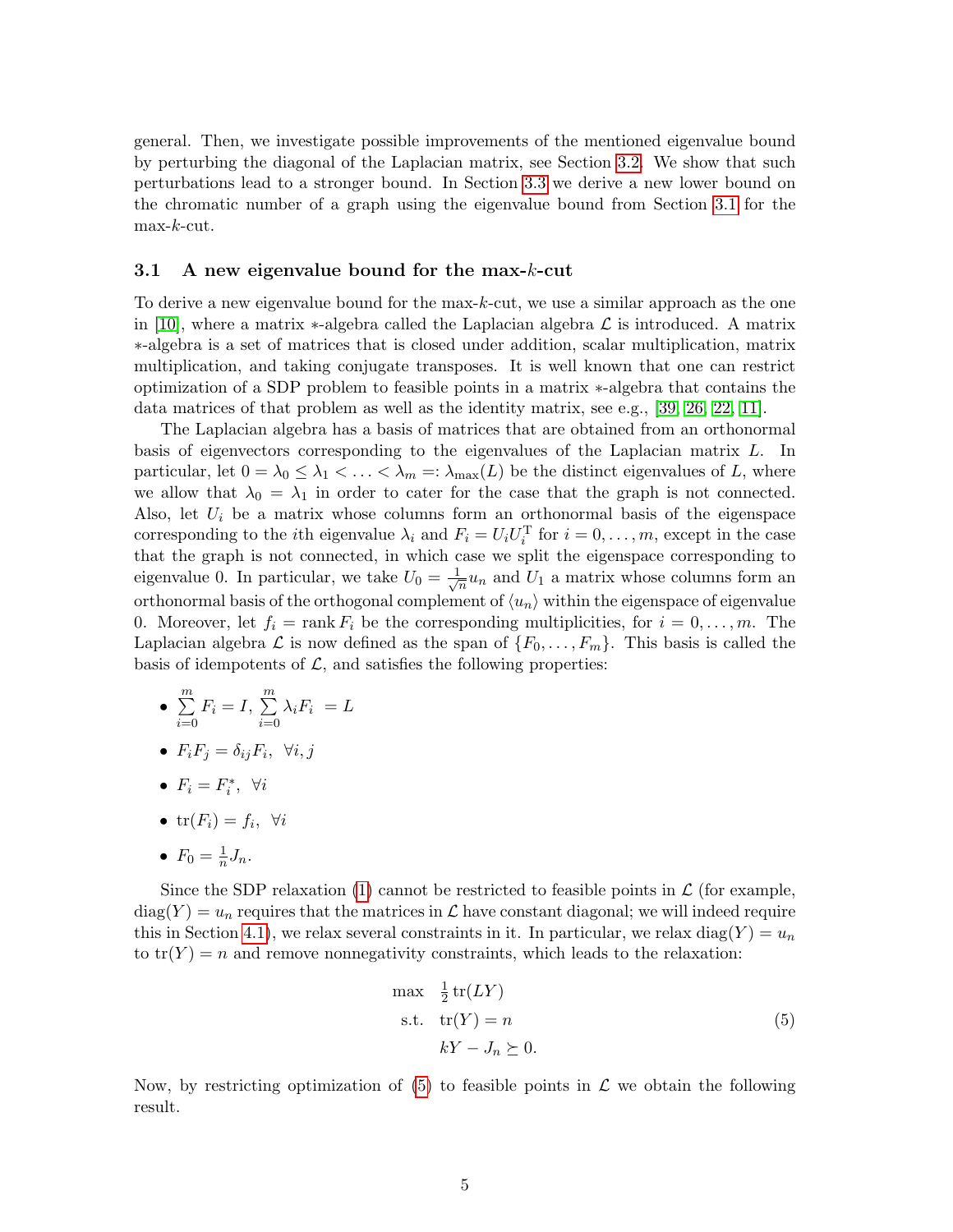general. Then, we investigate possible improvements of the mentioned eigenvalue bound by perturbing the diagonal of the Laplacian matrix, see Section 3.2. We show that such perturbations lead to a stronger bound. In Section 3.3 we derive a new lower bound on the chromatic number of a graph using the eigenvalue bound from Section 3.1 for the max-$k$-cut.

### 3.1 A new eigenvalue bound for the max-$k$-cut

To derive a new eigenvalue bound for the max-$k$-cut, we use a similar approach as the one in [10], where a matrix $*$-algebra called the Laplacian algebra $\mathcal{L}$ is introduced. A matrix $*$-algebra is a set of matrices that is closed under addition, scalar multiplication, matrix multiplication, and taking conjugate transposes. It is well known that one can restrict optimization of a SDP problem to feasible points in a matrix $*$-algebra that contains the data matrices of that problem as well as the identity matrix, see e.g., [39, 26, 22, 11].

The Laplacian algebra has a basis of matrices that are obtained from an orthonormal basis of eigenvectors corresponding to the eigenvalues of the Laplacian matrix $L$. In particular, let $0 = \lambda_0 \leq \lambda_1 < \ldots < \lambda_m =: \lambda_{\max}(L)$ be the distinct eigenvalues of $L$, where we allow that $\lambda_0 = \lambda_1$ in order to cater for the case that the graph is not connected. Also, let $U_i$ be a matrix whose columns form an orthonormal basis of the eigenspace corresponding to the $i$th eigenvalue $\lambda_i$ and $F_i = U_i U_i^{\mathrm{T}}$ for $i = 0, \ldots, m$, except in the case that the graph is not connected, in which case we split the eigenspace corresponding to eigenvalue 0. In particular, we take $U_0 = \frac{1}{\sqrt{n}} u_n$ and $U_1$ a matrix whose columns form an orthonormal basis of the orthogonal complement of $\langle u_n \rangle$ within the eigenspace of eigenvalue 0. Moreover, let $f_i = \operatorname{rank} F_i$ be the corresponding multiplicities, for $i = 0, \ldots, m$. The Laplacian algebra $\mathcal{L}$ is now defined as the span of $\{F_0, \ldots, F_m\}$. This basis is called the basis of idempotents of $\mathcal{L}$, and satisfies the following properties:

- $\sum_{i=0}^{m} F_i = I$, $\sum_{i=0}^{m} \lambda_i F_i = L$
- $F_i F_j = \delta_{ij} F_i, \ \ \forall i, j$
- $F_i = F_i^*, \ \ \forall i$
- $\operatorname{tr}(F_i) = f_i, \ \ \forall i$
- $F_0 = \frac{1}{n} J_n$.

Since the SDP relaxation (1) cannot be restricted to feasible points in $\mathcal{L}$ (for example, $\operatorname{diag}(Y) = u_n$ requires that the matrices in $\mathcal{L}$ have constant diagonal; we will indeed require this in Section 4.1), we relax several constraints in it. In particular, we relax $\operatorname{diag}(Y) = u_n$ to $\operatorname{tr}(Y) = n$ and remove nonnegativity constraints, which leads to the relaxation:

$$
\begin{aligned}
\max \quad & \tfrac{1}{2} \operatorname{tr}(LY) \\
\text{s.t.} \quad & \operatorname{tr}(Y) = n \\
& kY - J_n \succeq 0.
\end{aligned}
\tag{5}
$$

Now, by restricting optimization of (5) to feasible points in $\mathcal{L}$ we obtain the following result.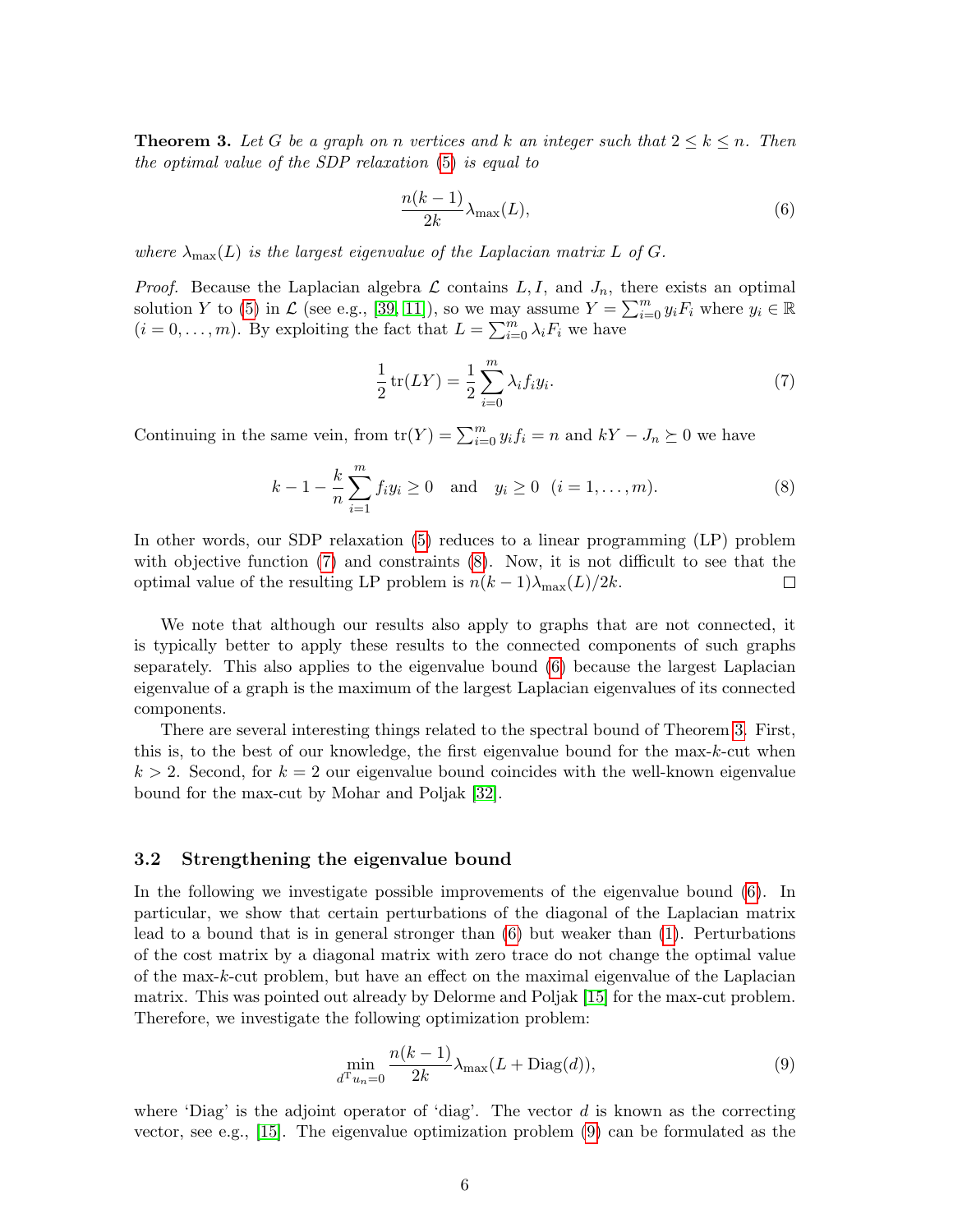**Theorem 3.** *Let $G$ be a graph on $n$ vertices and $k$ an integer such that $2 \leq k \leq n$. Then the optimal value of the SDP relaxation (5) is equal to*

$$\frac{n(k-1)}{2k}\lambda_{\max}(L), \tag{6}$$

*where $\lambda_{\max}(L)$ is the largest eigenvalue of the Laplacian matrix $L$ of $G$.*

*Proof.* Because the Laplacian algebra $\mathcal{L}$ contains $L, I$, and $J_n$, there exists an optimal solution $Y$ to (5) in $\mathcal{L}$ (see e.g., [39, 11]), so we may assume $Y = \sum_{i=0}^{m} y_i F_i$ where $y_i \in \mathbb{R}$ $(i = 0, \ldots, m)$. By exploiting the fact that $L = \sum_{i=0}^{m} \lambda_i F_i$ we have

$$\frac{1}{2}\operatorname{tr}(LY) = \frac{1}{2}\sum_{i=0}^{m} \lambda_i f_i y_i. \tag{7}$$

Continuing in the same vein, from $\operatorname{tr}(Y) = \sum_{i=0}^{m} y_i f_i = n$ and $kY - J_n \succeq 0$ we have

$$k - 1 - \frac{k}{n}\sum_{i=1}^{m} f_i y_i \geq 0 \quad \text{and} \quad y_i \geq 0 \ \ (i = 1, \ldots, m). \tag{8}$$

In other words, our SDP relaxation (5) reduces to a linear programming (LP) problem with objective function (7) and constraints (8). Now, it is not difficult to see that the optimal value of the resulting LP problem is $n(k-1)\lambda_{\max}(L)/2k$. $\square$

We note that although our results also apply to graphs that are not connected, it is typically better to apply these results to the connected components of such graphs separately. This also applies to the eigenvalue bound (6) because the largest Laplacian eigenvalue of a graph is the maximum of the largest Laplacian eigenvalues of its connected components.

There are several interesting things related to the spectral bound of Theorem 3. First, this is, to the best of our knowledge, the first eigenvalue bound for the max-$k$-cut when $k > 2$. Second, for $k = 2$ our eigenvalue bound coincides with the well-known eigenvalue bound for the max-cut by Mohar and Poljak [32].

### 3.2 Strengthening the eigenvalue bound

In the following we investigate possible improvements of the eigenvalue bound (6). In particular, we show that certain perturbations of the diagonal of the Laplacian matrix lead to a bound that is in general stronger than (6) but weaker than (1). Perturbations of the cost matrix by a diagonal matrix with zero trace do not change the optimal value of the max-$k$-cut problem, but have an effect on the maximal eigenvalue of the Laplacian matrix. This was pointed out already by Delorme and Poljak [15] for the max-cut problem. Therefore, we investigate the following optimization problem:

$$\min_{d^{\mathrm{T}}u_n=0} \frac{n(k-1)}{2k}\lambda_{\max}(L + \operatorname{Diag}(d)), \tag{9}$$

where 'Diag' is the adjoint operator of 'diag'. The vector $d$ is known as the correcting vector, see e.g., [15]. The eigenvalue optimization problem (9) can be formulated as the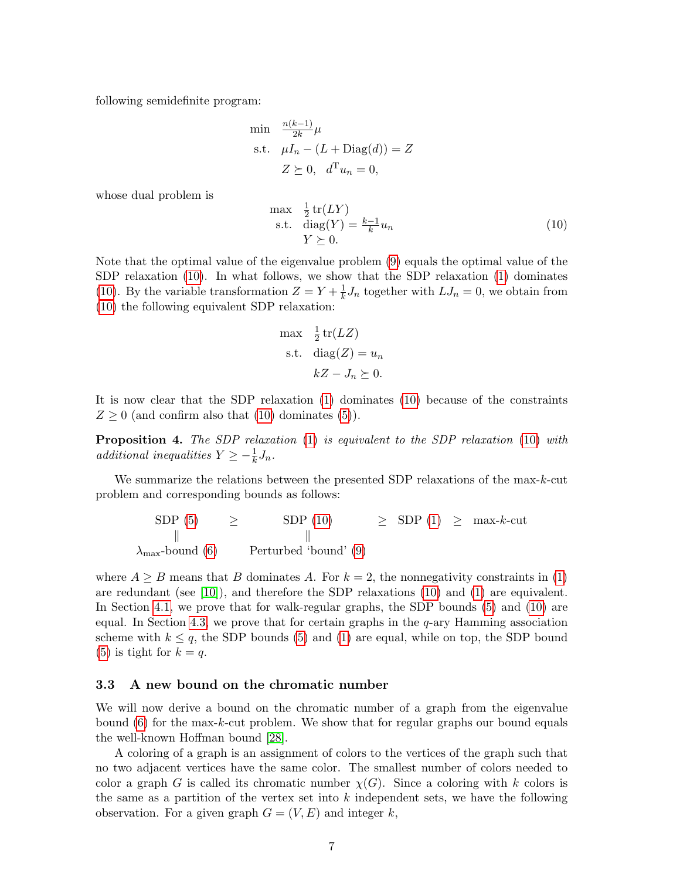following semidefinite program:

$$
\begin{aligned}
\min \quad & \tfrac{n(k-1)}{2k}\mu \\
\text{s.t.} \quad & \mu I_n - (L + \operatorname{Diag}(d)) = Z \\
& Z \succeq 0, \quad d^{\mathrm{T}} u_n = 0,
\end{aligned}
$$

whose dual problem is

$$
\begin{aligned}
\max \quad & \tfrac{1}{2}\operatorname{tr}(LY) \\
\text{s.t.} \quad & \operatorname{diag}(Y) = \tfrac{k-1}{k} u_n \\
& Y \succeq 0.
\end{aligned}
\tag{10}
$$

Note that the optimal value of the eigenvalue problem (9) equals the optimal value of the SDP relaxation (10). In what follows, we show that the SDP relaxation (1) dominates (10). By the variable transformation $Z = Y + \frac{1}{k}J_n$ together with $LJ_n = 0$, we obtain from (10) the following equivalent SDP relaxation:

$$
\begin{aligned}
\max \quad & \tfrac{1}{2}\operatorname{tr}(LZ) \\
\text{s.t.} \quad & \operatorname{diag}(Z) = u_n \\
& kZ - J_n \succeq 0.
\end{aligned}
$$

It is now clear that the SDP relaxation (1) dominates (10) because of the constraints $Z \geq 0$ (and confirm also that (10) dominates (5)).

**Proposition 4.** *The SDP relaxation (1) is equivalent to the SDP relaxation (10) with additional inequalities $Y \geq -\frac{1}{k}J_n$.*

We summarize the relations between the presented SDP relaxations of the max-$k$-cut problem and corresponding bounds as follows:

$$
\begin{array}{ccccccc}
\text{SDP (5)} & \geq & \text{SDP (10)} & \geq & \text{SDP (1)} & \geq & \text{max-}k\text{-cut} \\
\| & & \| & & & & \\
\lambda_{\max}\text{-bound (6)} & & \text{Perturbed `bound' (9)} & & & &
\end{array}
$$

where $A \geq B$ means that $B$ dominates $A$. For $k = 2$, the nonnegativity constraints in (1) are redundant (see [10]), and therefore the SDP relaxations (10) and (1) are equivalent. In Section 4.1, we prove that for walk-regular graphs, the SDP bounds (5) and (10) are equal. In Section 4.3, we prove that for certain graphs in the $q$-ary Hamming association scheme with $k \leq q$, the SDP bounds (5) and (1) are equal, while on top, the SDP bound (5) is tight for $k = q$.

### 3.3 A new bound on the chromatic number

We will now derive a bound on the chromatic number of a graph from the eigenvalue bound (6) for the max-$k$-cut problem. We show that for regular graphs our bound equals the well-known Hoffman bound [28].

A coloring of a graph is an assignment of colors to the vertices of the graph such that no two adjacent vertices have the same color. The smallest number of colors needed to color a graph $G$ is called its chromatic number $\chi(G)$. Since a coloring with $k$ colors is the same as a partition of the vertex set into $k$ independent sets, we have the following observation. For a given graph $G = (V, E)$ and integer $k$,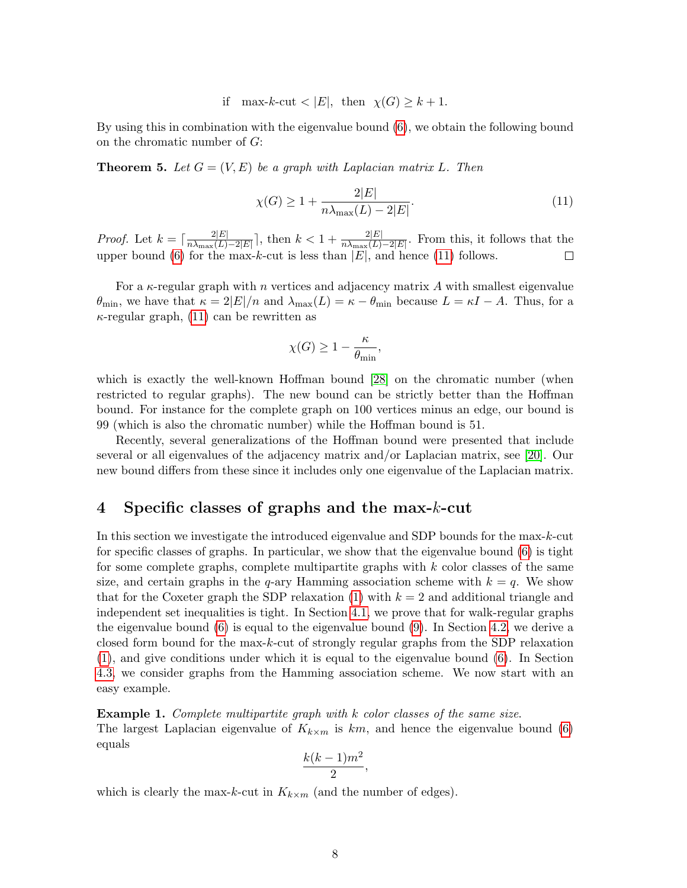$$\text{if} \quad \text{max-}k\text{-cut} < |E|, \;\text{ then }\; \chi(G) \geq k+1.$$

By using this in combination with the eigenvalue bound (6), we obtain the following bound on the chromatic number of $G$:

**Theorem 5.** *Let $G = (V, E)$ be a graph with Laplacian matrix $L$. Then*

$$\chi(G) \geq 1 + \frac{2|E|}{n\lambda_{\max}(L) - 2|E|}. \tag{11}$$

*Proof.* Let $k = \lceil \frac{2|E|}{n\lambda_{\max}(L)-2|E|} \rceil$, then $k < 1 + \frac{2|E|}{n\lambda_{\max}(L)-2|E|}$. From this, it follows that the upper bound (6) for the max-$k$-cut is less than $|E|$, and hence (11) follows. □

For a $\kappa$-regular graph with $n$ vertices and adjacency matrix $A$ with smallest eigenvalue $\theta_{\min}$, we have that $\kappa = 2|E|/n$ and $\lambda_{\max}(L) = \kappa - \theta_{\min}$ because $L = \kappa I - A$. Thus, for a $\kappa$-regular graph, (11) can be rewritten as

$$\chi(G) \geq 1 - \frac{\kappa}{\theta_{\min}},$$

which is exactly the well-known Hoffman bound [28] on the chromatic number (when restricted to regular graphs). The new bound can be strictly better than the Hoffman bound. For instance for the complete graph on 100 vertices minus an edge, our bound is 99 (which is also the chromatic number) while the Hoffman bound is 51.

Recently, several generalizations of the Hoffman bound were presented that include several or all eigenvalues of the adjacency matrix and/or Laplacian matrix, see [20]. Our new bound differs from these since it includes only one eigenvalue of the Laplacian matrix.

## 4 Specific classes of graphs and the max-$k$-cut

In this section we investigate the introduced eigenvalue and SDP bounds for the max-$k$-cut for specific classes of graphs. In particular, we show that the eigenvalue bound (6) is tight for some complete graphs, complete multipartite graphs with $k$ color classes of the same size, and certain graphs in the $q$-ary Hamming association scheme with $k = q$. We show that for the Coxeter graph the SDP relaxation (1) with $k = 2$ and additional triangle and independent set inequalities is tight. In Section 4.1, we prove that for walk-regular graphs the eigenvalue bound (6) is equal to the eigenvalue bound (9). In Section 4.2, we derive a closed form bound for the max-$k$-cut of strongly regular graphs from the SDP relaxation (1), and give conditions under which it is equal to the eigenvalue bound (6). In Section 4.3, we consider graphs from the Hamming association scheme. We now start with an easy example.

**Example 1.** *Complete multipartite graph with $k$ color classes of the same size.*
The largest Laplacian eigenvalue of $K_{k\times m}$ is $km$, and hence the eigenvalue bound (6) equals

$$\frac{k(k-1)m^2}{2},$$

which is clearly the max-$k$-cut in $K_{k\times m}$ (and the number of edges).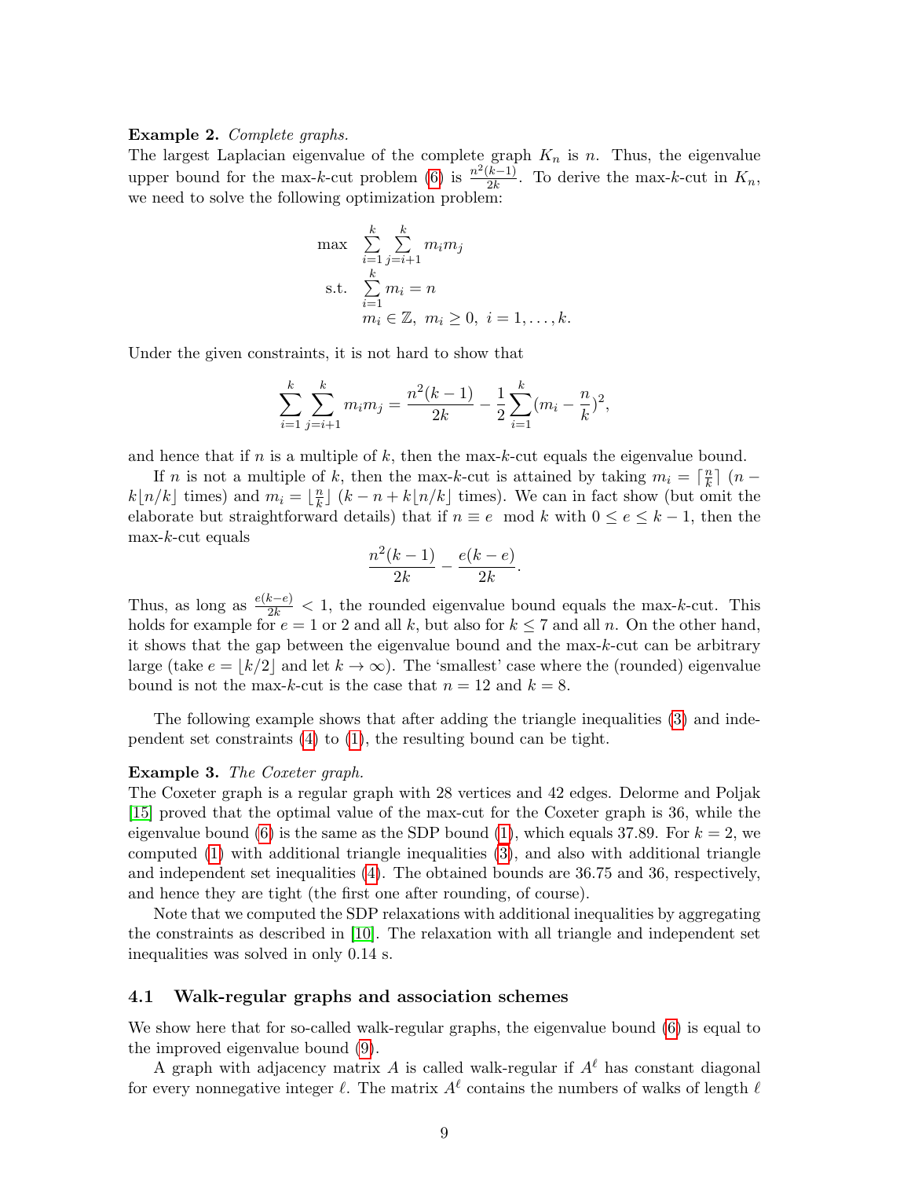**Example 2.** *Complete graphs.*
The largest Laplacian eigenvalue of the complete graph $K_n$ is $n$. Thus, the eigenvalue upper bound for the max-$k$-cut problem (6) is $\frac{n^2(k-1)}{2k}$. To derive the max-$k$-cut in $K_n$, we need to solve the following optimization problem:

$$
\begin{aligned}
\max \quad & \sum_{i=1}^{k} \sum_{j=i+1}^{k} m_i m_j \\
\text{s.t.} \quad & \sum_{i=1}^{k} m_i = n \\
& m_i \in \mathbb{Z},\ m_i \geq 0,\ i = 1, \ldots, k.
\end{aligned}
$$

Under the given constraints, it is not hard to show that

$$
\sum_{i=1}^{k} \sum_{j=i+1}^{k} m_i m_j = \frac{n^2(k-1)}{2k} - \frac{1}{2} \sum_{i=1}^{k} (m_i - \frac{n}{k})^2,
$$

and hence that if $n$ is a multiple of $k$, then the max-$k$-cut equals the eigenvalue bound.

If $n$ is not a multiple of $k$, then the max-$k$-cut is attained by taking $m_i = \lceil \frac{n}{k} \rceil$ ($n - k\lfloor n/k \rfloor$ times) and $m_i = \lfloor \frac{n}{k} \rfloor$ ($k - n + k\lfloor n/k \rfloor$ times). We can in fact show (but omit the elaborate but straightforward details) that if $n \equiv e \mod k$ with $0 \leq e \leq k-1$, then the max-$k$-cut equals

$$
\frac{n^2(k-1)}{2k} - \frac{e(k-e)}{2k}.
$$

Thus, as long as $\frac{e(k-e)}{2k} < 1$, the rounded eigenvalue bound equals the max-$k$-cut. This holds for example for $e = 1$ or $2$ and all $k$, but also for $k \leq 7$ and all $n$. On the other hand, it shows that the gap between the eigenvalue bound and the max-$k$-cut can be arbitrary large (take $e = \lfloor k/2 \rfloor$ and let $k \to \infty$). The 'smallest' case where the (rounded) eigenvalue bound is not the max-$k$-cut is the case that $n = 12$ and $k = 8$.

The following example shows that after adding the triangle inequalities (3) and independent set constraints (4) to (1), the resulting bound can be tight.

**Example 3.** *The Coxeter graph.*
The Coxeter graph is a regular graph with 28 vertices and 42 edges. Delorme and Poljak [15] proved that the optimal value of the max-cut for the Coxeter graph is 36, while the eigenvalue bound (6) is the same as the SDP bound (1), which equals 37.89. For $k = 2$, we computed (1) with additional triangle inequalities (3), and also with additional triangle and independent set inequalities (4). The obtained bounds are 36.75 and 36, respectively, and hence they are tight (the first one after rounding, of course).

Note that we computed the SDP relaxations with additional inequalities by aggregating the constraints as described in [10]. The relaxation with all triangle and independent set inequalities was solved in only 0.14 s.

## 4.1 Walk-regular graphs and association schemes

We show here that for so-called walk-regular graphs, the eigenvalue bound (6) is equal to the improved eigenvalue bound (9).

A graph with adjacency matrix $A$ is called walk-regular if $A^\ell$ has constant diagonal for every nonnegative integer $\ell$. The matrix $A^\ell$ contains the numbers of walks of length $\ell$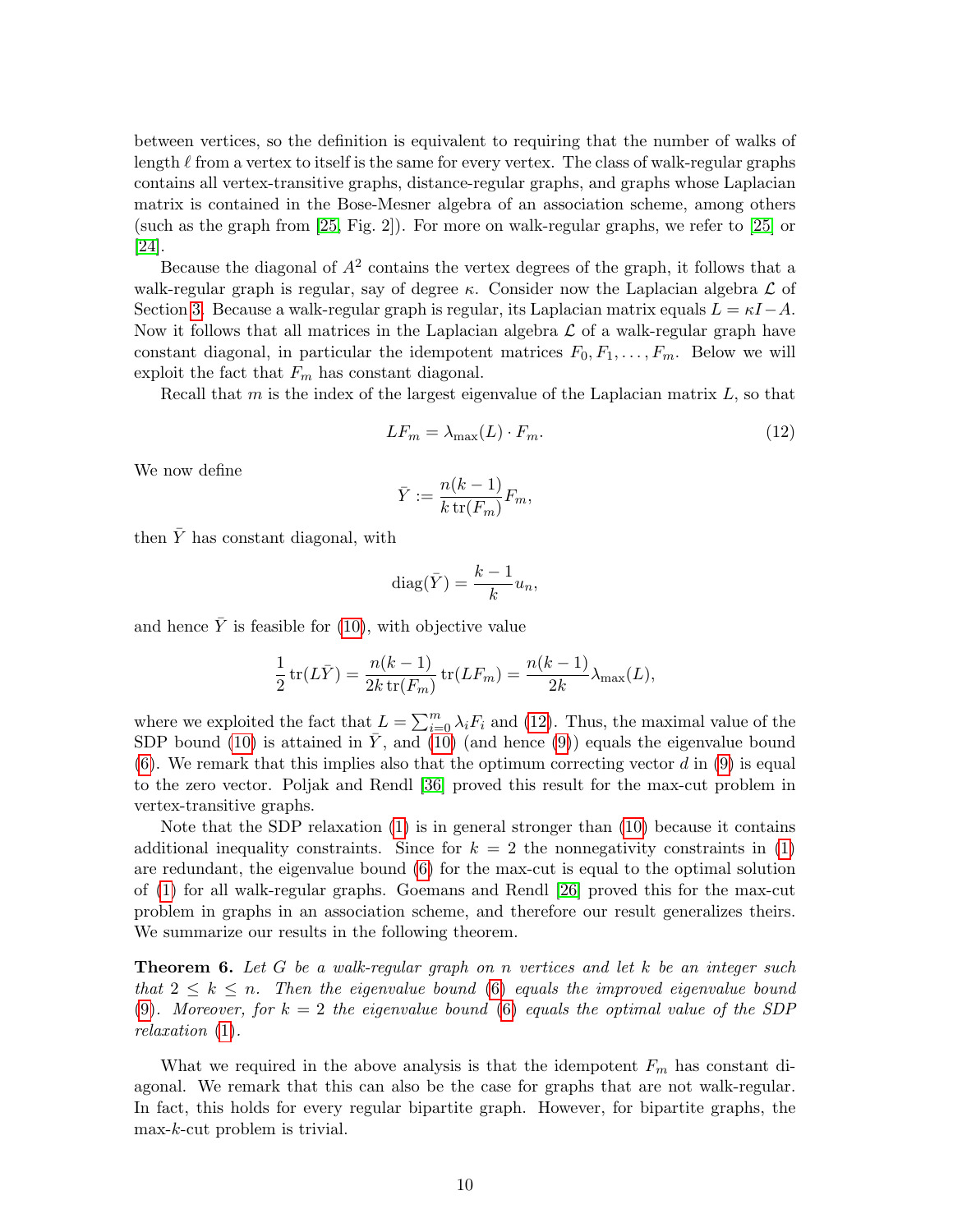between vertices, so the definition is equivalent to requiring that the number of walks of length $\ell$ from a vertex to itself is the same for every vertex. The class of walk-regular graphs contains all vertex-transitive graphs, distance-regular graphs, and graphs whose Laplacian matrix is contained in the Bose-Mesner algebra of an association scheme, among others (such as the graph from [25, Fig. 2]). For more on walk-regular graphs, we refer to [25] or [24].

Because the diagonal of $A^2$ contains the vertex degrees of the graph, it follows that a walk-regular graph is regular, say of degree $\kappa$. Consider now the Laplacian algebra $\mathcal{L}$ of Section 3. Because a walk-regular graph is regular, its Laplacian matrix equals $L = \kappa I - A$. Now it follows that all matrices in the Laplacian algebra $\mathcal{L}$ of a walk-regular graph have constant diagonal, in particular the idempotent matrices $F_0, F_1, \ldots, F_m$. Below we will exploit the fact that $F_m$ has constant diagonal.

Recall that $m$ is the index of the largest eigenvalue of the Laplacian matrix $L$, so that

$$LF_m = \lambda_{\max}(L) \cdot F_m. \tag{12}$$

We now define

$$\bar{Y} := \frac{n(k-1)}{k\,\mathrm{tr}(F_m)} F_m,$$

then $\bar{Y}$ has constant diagonal, with

$$\mathrm{diag}(\bar{Y}) = \frac{k-1}{k} u_n,$$

and hence $\bar{Y}$ is feasible for (10), with objective value

$$\frac{1}{2}\,\mathrm{tr}(L\bar{Y}) = \frac{n(k-1)}{2k\,\mathrm{tr}(F_m)}\,\mathrm{tr}(LF_m) = \frac{n(k-1)}{2k}\lambda_{\max}(L),$$

where we exploited the fact that $L = \sum_{i=0}^{m} \lambda_i F_i$ and (12). Thus, the maximal value of the SDP bound (10) is attained in $\bar{Y}$, and (10) (and hence (9)) equals the eigenvalue bound (6). We remark that this implies also that the optimum correcting vector $d$ in (9) is equal to the zero vector. Poljak and Rendl [36] proved this result for the max-cut problem in vertex-transitive graphs.

Note that the SDP relaxation (1) is in general stronger than (10) because it contains additional inequality constraints. Since for $k = 2$ the nonnegativity constraints in (1) are redundant, the eigenvalue bound (6) for the max-cut is equal to the optimal solution of (1) for all walk-regular graphs. Goemans and Rendl [26] proved this for the max-cut problem in graphs in an association scheme, and therefore our result generalizes theirs. We summarize our results in the following theorem.

**Theorem 6.** *Let $G$ be a walk-regular graph on $n$ vertices and let $k$ be an integer such that $2 \leq k \leq n$. Then the eigenvalue bound (6) equals the improved eigenvalue bound (9). Moreover, for $k = 2$ the eigenvalue bound (6) equals the optimal value of the SDP relaxation (1).*

What we required in the above analysis is that the idempotent $F_m$ has constant diagonal. We remark that this can also be the case for graphs that are not walk-regular. In fact, this holds for every regular bipartite graph. However, for bipartite graphs, the max-$k$-cut problem is trivial.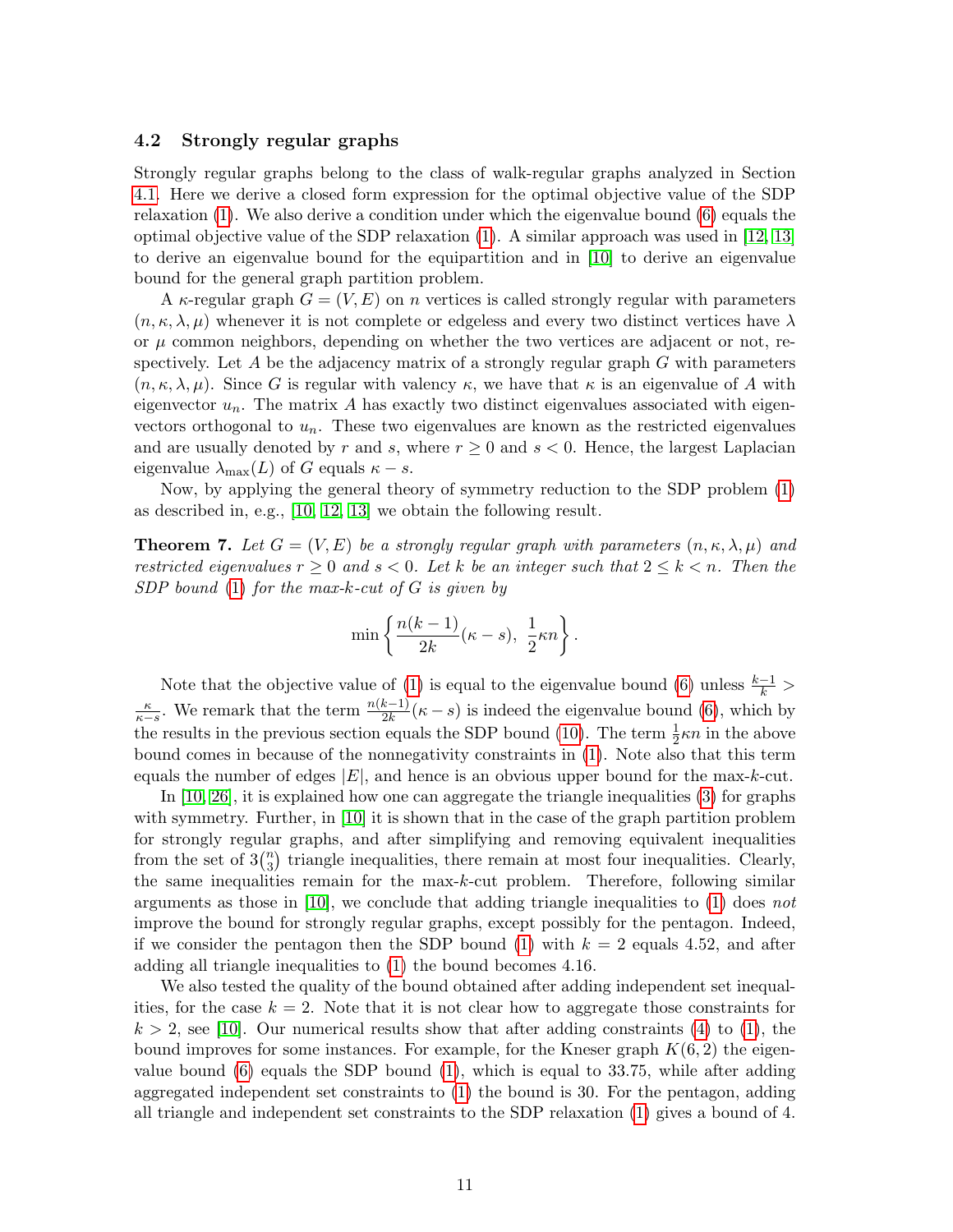### 4.2 Strongly regular graphs

Strongly regular graphs belong to the class of walk-regular graphs analyzed in Section 4.1. Here we derive a closed form expression for the optimal objective value of the SDP relaxation (1). We also derive a condition under which the eigenvalue bound (6) equals the optimal objective value of the SDP relaxation (1). A similar approach was used in [12, 13] to derive an eigenvalue bound for the equipartition and in [10] to derive an eigenvalue bound for the general graph partition problem.

A $\kappa$-regular graph $G = (V, E)$ on $n$ vertices is called strongly regular with parameters $(n, \kappa, \lambda, \mu)$ whenever it is not complete or edgeless and every two distinct vertices have $\lambda$ or $\mu$ common neighbors, depending on whether the two vertices are adjacent or not, respectively. Let $A$ be the adjacency matrix of a strongly regular graph $G$ with parameters $(n, \kappa, \lambda, \mu)$. Since $G$ is regular with valency $\kappa$, we have that $\kappa$ is an eigenvalue of $A$ with eigenvector $u_n$. The matrix $A$ has exactly two distinct eigenvalues associated with eigenvectors orthogonal to $u_n$. These two eigenvalues are known as the restricted eigenvalues and are usually denoted by $r$ and $s$, where $r \geq 0$ and $s < 0$. Hence, the largest Laplacian eigenvalue $\lambda_{\max}(L)$ of $G$ equals $\kappa - s$.

Now, by applying the general theory of symmetry reduction to the SDP problem (1) as described in, e.g., [10, 12, 13] we obtain the following result.

**Theorem 7.** *Let $G = (V, E)$ be a strongly regular graph with parameters $(n, \kappa, \lambda, \mu)$ and restricted eigenvalues $r \geq 0$ and $s < 0$. Let $k$ be an integer such that $2 \leq k < n$. Then the SDP bound (1) for the max-k-cut of $G$ is given by*

$$\min\left\{\frac{n(k-1)}{2k}(\kappa - s),\ \frac{1}{2}\kappa n\right\}.$$

Note that the objective value of (1) is equal to the eigenvalue bound (6) unless $\frac{k-1}{k} > \frac{\kappa}{\kappa - s}$. We remark that the term $\frac{n(k-1)}{2k}(\kappa - s)$ is indeed the eigenvalue bound (6), which by the results in the previous section equals the SDP bound (10). The term $\frac{1}{2}\kappa n$ in the above bound comes in because of the nonnegativity constraints in (1). Note also that this term equals the number of edges $|E|$, and hence is an obvious upper bound for the max-$k$-cut.

In [10, 26], it is explained how one can aggregate the triangle inequalities (3) for graphs with symmetry. Further, in [10] it is shown that in the case of the graph partition problem for strongly regular graphs, and after simplifying and removing equivalent inequalities from the set of $3\binom{n}{3}$ triangle inequalities, there remain at most four inequalities. Clearly, the same inequalities remain for the max-$k$-cut problem. Therefore, following similar arguments as those in [10], we conclude that adding triangle inequalities to (1) does *not* improve the bound for strongly regular graphs, except possibly for the pentagon. Indeed, if we consider the pentagon then the SDP bound (1) with $k = 2$ equals 4.52, and after adding all triangle inequalities to (1) the bound becomes 4.16.

We also tested the quality of the bound obtained after adding independent set inequalities, for the case $k = 2$. Note that it is not clear how to aggregate those constraints for $k > 2$, see [10]. Our numerical results show that after adding constraints (4) to (1), the bound improves for some instances. For example, for the Kneser graph $K(6, 2)$ the eigenvalue bound (6) equals the SDP bound (1), which is equal to 33.75, while after adding aggregated independent set constraints to (1) the bound is 30. For the pentagon, adding all triangle and independent set constraints to the SDP relaxation (1) gives a bound of 4.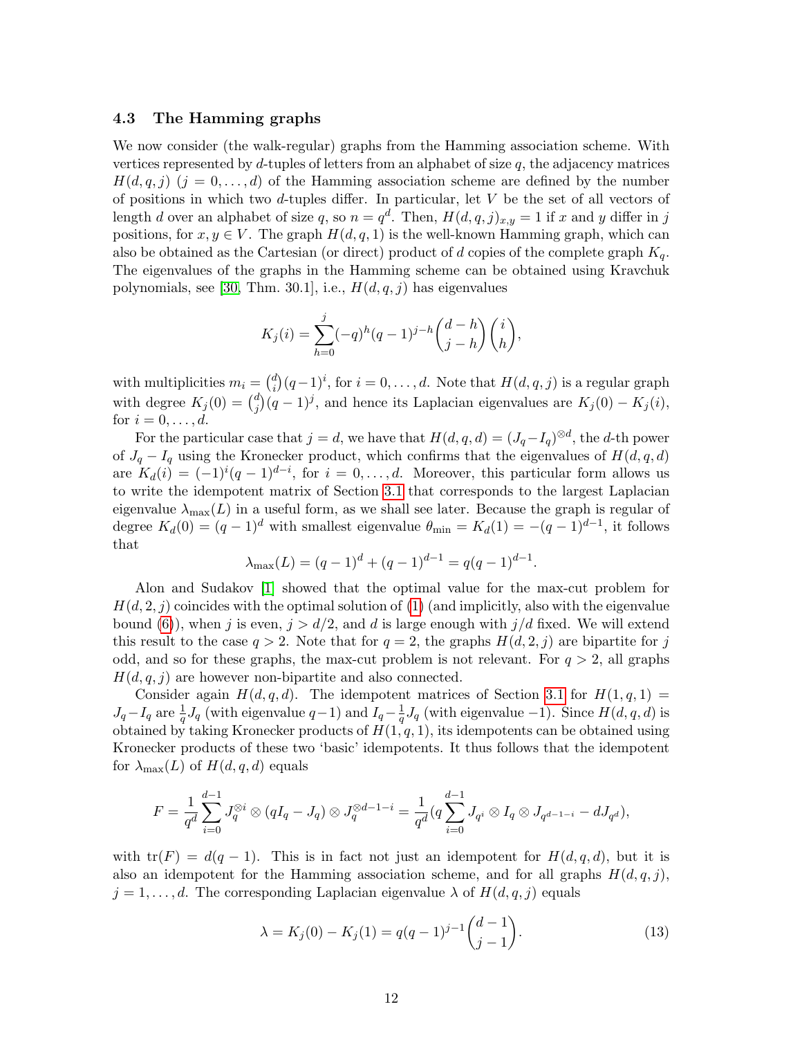### 4.3 The Hamming graphs

We now consider (the walk-regular) graphs from the Hamming association scheme. With vertices represented by $d$-tuples of letters from an alphabet of size $q$, the adjacency matrices $H(d,q,j)$ $(j = 0,\ldots,d)$ of the Hamming association scheme are defined by the number of positions in which two $d$-tuples differ. In particular, let $V$ be the set of all vectors of length $d$ over an alphabet of size $q$, so $n = q^d$. Then, $H(d,q,j)_{x,y} = 1$ if $x$ and $y$ differ in $j$ positions, for $x, y \in V$. The graph $H(d,q,1)$ is the well-known Hamming graph, which can also be obtained as the Cartesian (or direct) product of $d$ copies of the complete graph $K_q$. The eigenvalues of the graphs in the Hamming scheme can be obtained using Kravchuk polynomials, see [30, Thm. 30.1], i.e., $H(d,q,j)$ has eigenvalues

$$K_j(i) = \sum_{h=0}^{j} (-q)^h (q-1)^{j-h} \binom{d-h}{j-h}\binom{i}{h},$$

with multiplicities $m_i = \binom{d}{i}(q-1)^i$, for $i = 0,\ldots,d$. Note that $H(d,q,j)$ is a regular graph with degree $K_j(0) = \binom{d}{j}(q-1)^j$, and hence its Laplacian eigenvalues are $K_j(0) - K_j(i)$, for $i = 0,\ldots,d$.

For the particular case that $j = d$, we have that $H(d,q,d) = (J_q - I_q)^{\otimes d}$, the $d$-th power of $J_q - I_q$ using the Kronecker product, which confirms that the eigenvalues of $H(d,q,d)$ are $K_d(i) = (-1)^i(q-1)^{d-i}$, for $i = 0,\ldots,d$. Moreover, this particular form allows us to write the idempotent matrix of Section 3.1 that corresponds to the largest Laplacian eigenvalue $\lambda_{\max}(L)$ in a useful form, as we shall see later. Because the graph is regular of degree $K_d(0) = (q-1)^d$ with smallest eigenvalue $\theta_{\min} = K_d(1) = -(q-1)^{d-1}$, it follows that

$$\lambda_{\max}(L) = (q-1)^d + (q-1)^{d-1} = q(q-1)^{d-1}.$$

Alon and Sudakov [1] showed that the optimal value for the max-cut problem for $H(d,2,j)$ coincides with the optimal solution of (1) (and implicitly, also with the eigenvalue bound (6)), when $j$ is even, $j > d/2$, and $d$ is large enough with $j/d$ fixed. We will extend this result to the case $q > 2$. Note that for $q = 2$, the graphs $H(d,2,j)$ are bipartite for $j$ odd, and so for these graphs, the max-cut problem is not relevant. For $q > 2$, all graphs $H(d,q,j)$ are however non-bipartite and also connected.

Consider again $H(d,q,d)$. The idempotent matrices of Section 3.1 for $H(1,q,1) = J_q - I_q$ are $\frac{1}{q}J_q$ (with eigenvalue $q-1$) and $I_q - \frac{1}{q}J_q$ (with eigenvalue $-1$). Since $H(d,q,d)$ is obtained by taking Kronecker products of $H(1,q,1)$, its idempotents can be obtained using Kronecker products of these two 'basic' idempotents. It thus follows that the idempotent for $\lambda_{\max}(L)$ of $H(d,q,d)$ equals

$$F = \frac{1}{q^d}\sum_{i=0}^{d-1} J_q^{\otimes i} \otimes (qI_q - J_q) \otimes J_q^{\otimes d-1-i} = \frac{1}{q^d}\Big(q\sum_{i=0}^{d-1} J_{q^i} \otimes I_q \otimes J_{q^{d-1-i}} - dJ_{q^d}\Big),$$

with $\operatorname{tr}(F) = d(q-1)$. This is in fact not just an idempotent for $H(d,q,d)$, but it is also an idempotent for the Hamming association scheme, and for all graphs $H(d,q,j)$, $j = 1,\ldots,d$. The corresponding Laplacian eigenvalue $\lambda$ of $H(d,q,j)$ equals

$$\lambda = K_j(0) - K_j(1) = q(q-1)^{j-1}\binom{d-1}{j-1}. \tag{13}$$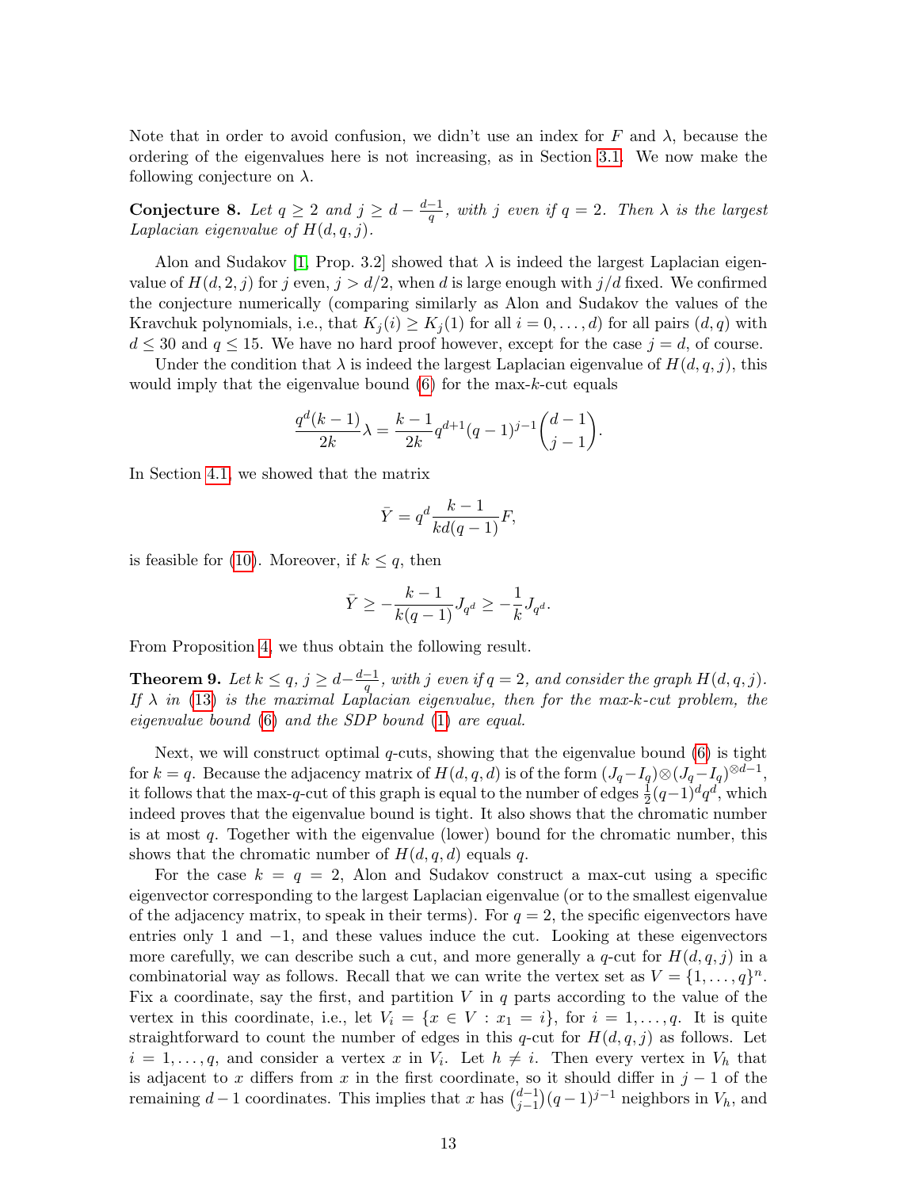Note that in order to avoid confusion, we didn't use an index for $F$ and $\lambda$, because the ordering of the eigenvalues here is not increasing, as in Section 3.1. We now make the following conjecture on $\lambda$.

**Conjecture 8.** *Let $q \geq 2$ and $j \geq d - \frac{d-1}{q}$, with $j$ even if $q = 2$. Then $\lambda$ is the largest Laplacian eigenvalue of $H(d, q, j)$.*

Alon and Sudakov [1, Prop. 3.2] showed that $\lambda$ is indeed the largest Laplacian eigenvalue of $H(d, 2, j)$ for $j$ even, $j > d/2$, when $d$ is large enough with $j/d$ fixed. We confirmed the conjecture numerically (comparing similarly as Alon and Sudakov the values of the Kravchuk polynomials, i.e., that $K_j(i) \geq K_j(1)$ for all $i = 0, \ldots, d$) for all pairs $(d, q)$ with $d \leq 30$ and $q \leq 15$. We have no hard proof however, except for the case $j = d$, of course.

Under the condition that $\lambda$ is indeed the largest Laplacian eigenvalue of $H(d, q, j)$, this would imply that the eigenvalue bound (6) for the max-$k$-cut equals

$$\frac{q^d(k-1)}{2k}\lambda = \frac{k-1}{2k}q^{d+1}(q-1)^{j-1}\binom{d-1}{j-1}.$$

In Section 4.1, we showed that the matrix

$$\bar{Y} = q^d \frac{k-1}{kd(q-1)}F,$$

is feasible for (10). Moreover, if $k \leq q$, then

$$\bar{Y} \geq -\frac{k-1}{k(q-1)}J_{q^d} \geq -\frac{1}{k}J_{q^d}.$$

From Proposition 4, we thus obtain the following result.

**Theorem 9.** *Let $k \leq q$, $j \geq d - \frac{d-1}{q}$, with $j$ even if $q = 2$, and consider the graph $H(d, q, j)$. If $\lambda$ in (13) is the maximal Laplacian eigenvalue, then for the max-$k$-cut problem, the eigenvalue bound (6) and the SDP bound (1) are equal.*

Next, we will construct optimal $q$-cuts, showing that the eigenvalue bound (6) is tight for $k = q$. Because the adjacency matrix of $H(d, q, d)$ is of the form $(J_q - I_q) \otimes (J_q - I_q)^{\otimes d-1}$, it follows that the max-$q$-cut of this graph is equal to the number of edges $\frac{1}{2}(q-1)^d q^d$, which indeed proves that the eigenvalue bound is tight. It also shows that the chromatic number is at most $q$. Together with the eigenvalue (lower) bound for the chromatic number, this shows that the chromatic number of $H(d, q, d)$ equals $q$.

For the case $k = q = 2$, Alon and Sudakov construct a max-cut using a specific eigenvector corresponding to the largest Laplacian eigenvalue (or to the smallest eigenvalue of the adjacency matrix, to speak in their terms). For $q = 2$, the specific eigenvectors have entries only 1 and $-1$, and these values induce the cut. Looking at these eigenvectors more carefully, we can describe such a cut, and more generally a $q$-cut for $H(d, q, j)$ in a combinatorial way as follows. Recall that we can write the vertex set as $V = \{1, \ldots, q\}^n$. Fix a coordinate, say the first, and partition $V$ in $q$ parts according to the value of the vertex in this coordinate, i.e., let $V_i = \{x \in V : x_1 = i\}$, for $i = 1, \ldots, q$. It is quite straightforward to count the number of edges in this $q$-cut for $H(d, q, j)$ as follows. Let $i = 1, \ldots, q$, and consider a vertex $x$ in $V_i$. Let $h \neq i$. Then every vertex in $V_h$ that is adjacent to $x$ differs from $x$ in the first coordinate, so it should differ in $j - 1$ of the remaining $d - 1$ coordinates. This implies that $x$ has $\binom{d-1}{j-1}(q-1)^{j-1}$ neighbors in $V_h$, and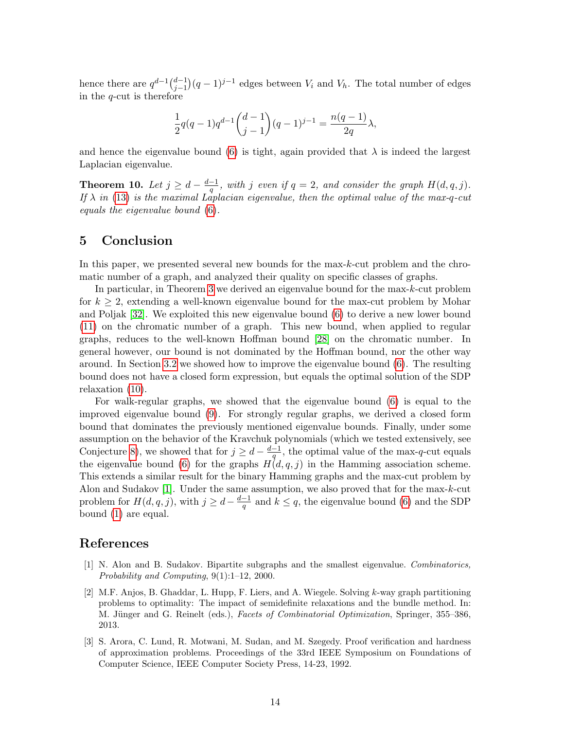hence there are $q^{d-1}\binom{d-1}{j-1}(q-1)^{j-1}$ edges between $V_i$ and $V_h$. The total number of edges in the $q$-cut is therefore

$$\frac{1}{2}q(q-1)q^{d-1}\binom{d-1}{j-1}(q-1)^{j-1} = \frac{n(q-1)}{2q}\lambda,$$

and hence the eigenvalue bound (6) is tight, again provided that $\lambda$ is indeed the largest Laplacian eigenvalue.

**Theorem 10.** *Let $j \geq d - \frac{d-1}{q}$, with $j$ even if $q = 2$, and consider the graph $H(d, q, j)$. If $\lambda$ in (13) is the maximal Laplacian eigenvalue, then the optimal value of the max-$q$-cut equals the eigenvalue bound (6).*

## 5 Conclusion

In this paper, we presented several new bounds for the max-$k$-cut problem and the chromatic number of a graph, and analyzed their quality on specific classes of graphs.

In particular, in Theorem 3 we derived an eigenvalue bound for the max-$k$-cut problem for $k \geq 2$, extending a well-known eigenvalue bound for the max-cut problem by Mohar and Poljak [32]. We exploited this new eigenvalue bound (6) to derive a new lower bound (11) on the chromatic number of a graph. This new bound, when applied to regular graphs, reduces to the well-known Hoffman bound [28] on the chromatic number. In general however, our bound is not dominated by the Hoffman bound, nor the other way around. In Section 3.2 we showed how to improve the eigenvalue bound (6). The resulting bound does not have a closed form expression, but equals the optimal solution of the SDP relaxation (10).

For walk-regular graphs, we showed that the eigenvalue bound (6) is equal to the improved eigenvalue bound (9). For strongly regular graphs, we derived a closed form bound that dominates the previously mentioned eigenvalue bounds. Finally, under some assumption on the behavior of the Kravchuk polynomials (which we tested extensively, see Conjecture 8), we showed that for $j \geq d - \frac{d-1}{q}$, the optimal value of the max-$q$-cut equals the eigenvalue bound (6) for the graphs $H(d, q, j)$ in the Hamming association scheme. This extends a similar result for the binary Hamming graphs and the max-cut problem by Alon and Sudakov [1]. Under the same assumption, we also proved that for the max-$k$-cut problem for $H(d, q, j)$, with $j \geq d - \frac{d-1}{q}$ and $k \leq q$, the eigenvalue bound (6) and the SDP bound (1) are equal.

## References

[1] N. Alon and B. Sudakov. Bipartite subgraphs and the smallest eigenvalue. *Combinatorics, Probability and Computing*, 9(1):1–12, 2000.

[2] M.F. Anjos, B. Ghaddar, L. Hupp, F. Liers, and A. Wiegele. Solving $k$-way graph partitioning problems to optimality: The impact of semidefinite relaxations and the bundle method. In: M. Jünger and G. Reinelt (eds.), *Facets of Combinatorial Optimization*, Springer, 355–386, 2013.

[3] S. Arora, C. Lund, R. Motwani, M. Sudan, and M. Szegedy. Proof verification and hardness of approximation problems. Proceedings of the 33rd IEEE Symposium on Foundations of Computer Science, IEEE Computer Society Press, 14-23, 1992.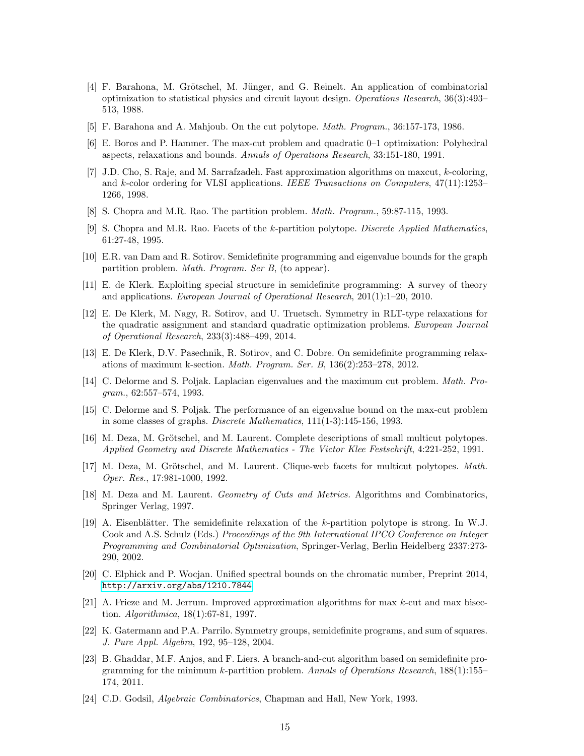[4] F. Barahona, M. Grötschel, M. Jünger, and G. Reinelt. An application of combinatorial optimization to statistical physics and circuit layout design. *Operations Research*, 36(3):493–513, 1988.

[5] F. Barahona and A. Mahjoub. On the cut polytope. *Math. Program.*, 36:157-173, 1986.

[6] E. Boros and P. Hammer. The max-cut problem and quadratic 0–1 optimization: Polyhedral aspects, relaxations and bounds. *Annals of Operations Research*, 33:151-180, 1991.

[7] J.D. Cho, S. Raje, and M. Sarrafzadeh. Fast approximation algorithms on maxcut, $k$-coloring, and $k$-color ordering for VLSI applications. *IEEE Transactions on Computers*, 47(11):1253–1266, 1998.

[8] S. Chopra and M.R. Rao. The partition problem. *Math. Program.*, 59:87-115, 1993.

[9] S. Chopra and M.R. Rao. Facets of the $k$-partition polytope. *Discrete Applied Mathematics*, 61:27-48, 1995.

[10] E.R. van Dam and R. Sotirov. Semidefinite programming and eigenvalue bounds for the graph partition problem. *Math. Program. Ser B*, (to appear).

[11] E. de Klerk. Exploiting special structure in semidefinite programming: A survey of theory and applications. *European Journal of Operational Research*, 201(1):1–20, 2010.

[12] E. De Klerk, M. Nagy, R. Sotirov, and U. Truetsch. Symmetry in RLT-type relaxations for the quadratic assignment and standard quadratic optimization problems. *European Journal of Operational Research*, 233(3):488–499, 2014.

[13] E. De Klerk, D.V. Pasechnik, R. Sotirov, and C. Dobre. On semidefinite programming relaxations of maximum k-section. *Math. Program. Ser. B*, 136(2):253–278, 2012.

[14] C. Delorme and S. Poljak. Laplacian eigenvalues and the maximum cut problem. *Math. Program.*, 62:557–574, 1993.

[15] C. Delorme and S. Poljak. The performance of an eigenvalue bound on the max-cut problem in some classes of graphs. *Discrete Mathematics*, 111(1-3):145-156, 1993.

[16] M. Deza, M. Grötschel, and M. Laurent. Complete descriptions of small multicut polytopes. *Applied Geometry and Discrete Mathematics - The Victor Klee Festschrift*, 4:221-252, 1991.

[17] M. Deza, M. Grötschel, and M. Laurent. Clique-web facets for multicut polytopes. *Math. Oper. Res.*, 17:981-1000, 1992.

[18] M. Deza and M. Laurent. *Geometry of Cuts and Metrics.* Algorithms and Combinatorics, Springer Verlag, 1997.

[19] A. Eisenblätter. The semidefinite relaxation of the $k$-partition polytope is strong. In W.J. Cook and A.S. Schulz (Eds.) *Proceedings of the 9th International IPCO Conference on Integer Programming and Combinatorial Optimization*, Springer-Verlag, Berlin Heidelberg 2337:273-290, 2002.

[20] C. Elphick and P. Wocjan. Unified spectral bounds on the chromatic number, Preprint 2014, http://arxiv.org/abs/1210.7844

[21] A. Frieze and M. Jerrum. Improved approximation algorithms for max $k$-cut and max bisection. *Algorithmica*, 18(1):67-81, 1997.

[22] K. Gatermann and P.A. Parrilo. Symmetry groups, semidefinite programs, and sum of squares. *J. Pure Appl. Algebra*, 192, 95–128, 2004.

[23] B. Ghaddar, M.F. Anjos, and F. Liers. A branch-and-cut algorithm based on semidefinite programming for the minimum $k$-partition problem. *Annals of Operations Research*, 188(1):155–174, 2011.

[24] C.D. Godsil, *Algebraic Combinatorics*, Chapman and Hall, New York, 1993.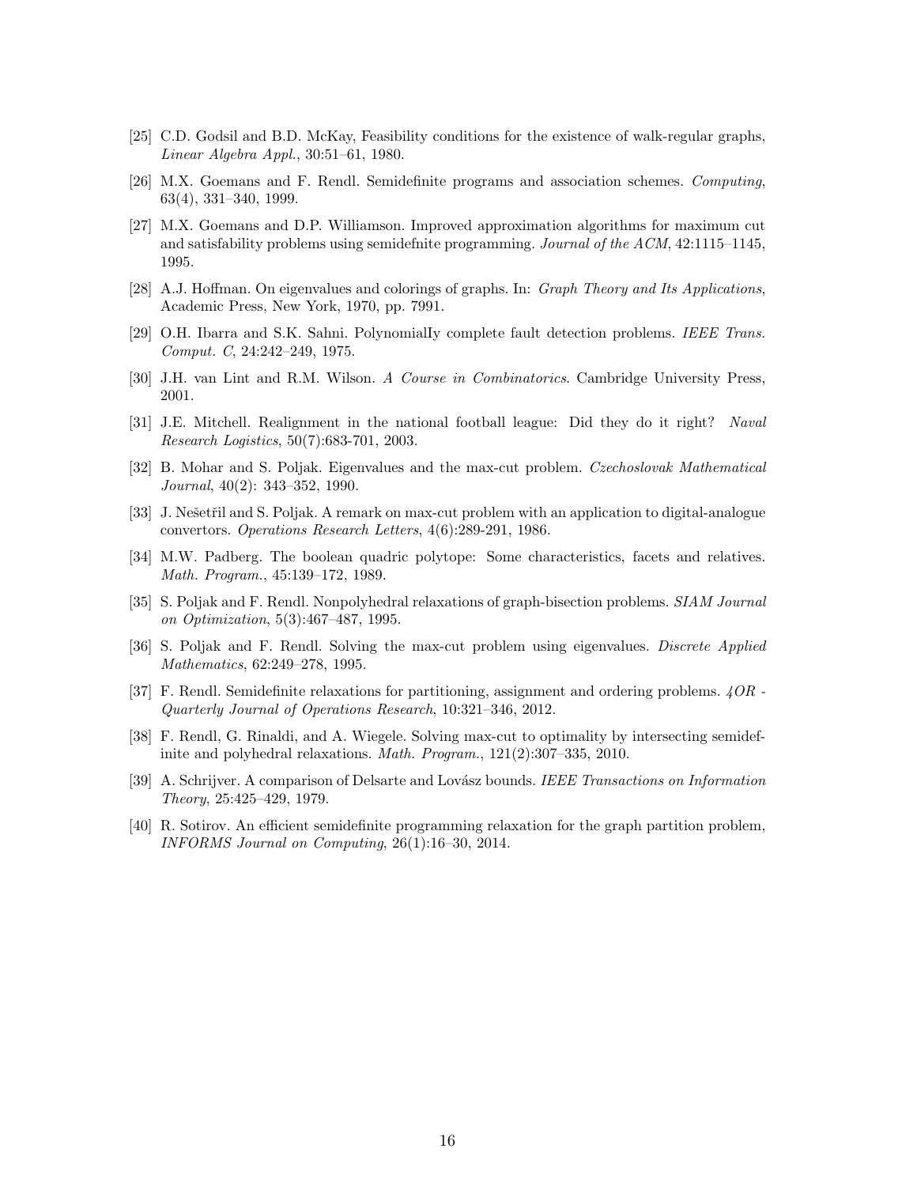[25] C.D. Godsil and B.D. McKay, Feasibility conditions for the existence of walk-regular graphs, *Linear Algebra Appl.*, 30:51–61, 1980.

[26] M.X. Goemans and F. Rendl. Semidefinite programs and association schemes. *Computing*, 63(4), 331–340, 1999.

[27] M.X. Goemans and D.P. Williamson. Improved approximation algorithms for maximum cut and satisfability problems using semidefnite programming. *Journal of the ACM*, 42:1115–1145, 1995.

[28] A.J. Hoffman. On eigenvalues and colorings of graphs. In: *Graph Theory and Its Applications*, Academic Press, New York, 1970, pp. 7991.

[29] O.H. Ibarra and S.K. Sahni. PolynomialIy complete fault detection problems. *IEEE Trans. Comput. C*, 24:242–249, 1975.

[30] J.H. van Lint and R.M. Wilson. *A Course in Combinatorics*. Cambridge University Press, 2001.

[31] J.E. Mitchell. Realignment in the national football league: Did they do it right? *Naval Research Logistics*, 50(7):683-701, 2003.

[32] B. Mohar and S. Poljak. Eigenvalues and the max-cut problem. *Czechoslovak Mathematical Journal*, 40(2): 343–352, 1990.

[33] J. Nešetřil and S. Poljak. A remark on max-cut problem with an application to digital-analogue convertors. *Operations Research Letters*, 4(6):289-291, 1986.

[34] M.W. Padberg. The boolean quadric polytope: Some characteristics, facets and relatives. *Math. Program.*, 45:139–172, 1989.

[35] S. Poljak and F. Rendl. Nonpolyhedral relaxations of graph-bisection problems. *SIAM Journal on Optimization*, 5(3):467–487, 1995.

[36] S. Poljak and F. Rendl. Solving the max-cut problem using eigenvalues. *Discrete Applied Mathematics*, 62:249–278, 1995.

[37] F. Rendl. Semidefinite relaxations for partitioning, assignment and ordering problems. *4OR - Quarterly Journal of Operations Research*, 10:321–346, 2012.

[38] F. Rendl, G. Rinaldi, and A. Wiegele. Solving max-cut to optimality by intersecting semidefinite and polyhedral relaxations. *Math. Program.*, 121(2):307–335, 2010.

[39] A. Schrijver. A comparison of Delsarte and Lovász bounds. *IEEE Transactions on Information Theory*, 25:425–429, 1979.

[40] R. Sotirov. An efficient semidefinite programming relaxation for the graph partition problem, *INFORMS Journal on Computing*, 26(1):16–30, 2014.